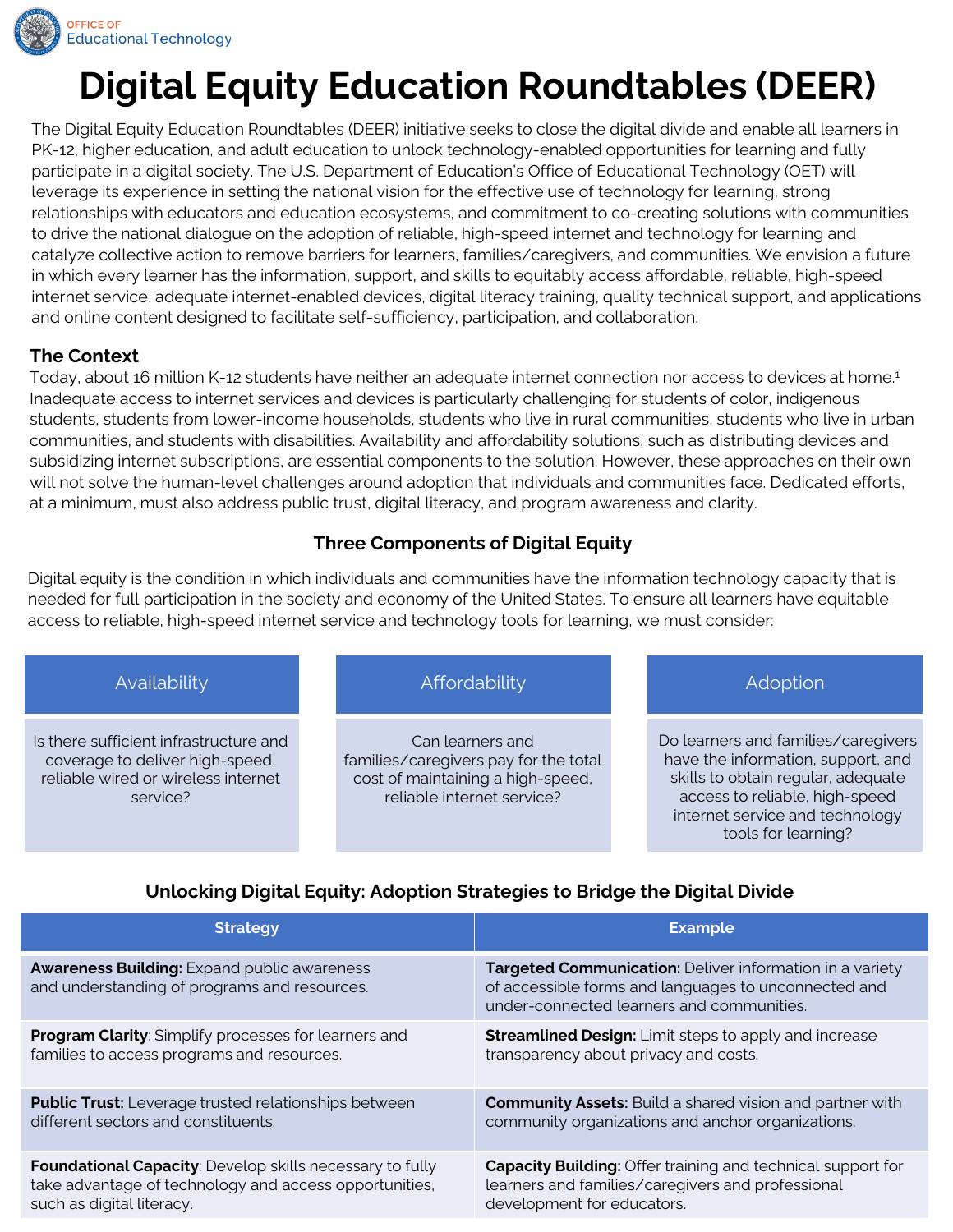OFFICE OF
Educational Technology

# Digital Equity Education Roundtables (DEER)

The Digital Equity Education Roundtables (DEER) initiative seeks to close the digital divide and enable all learners in PK-12, higher education, and adult education to unlock technology-enabled opportunities for learning and fully participate in a digital society. The U.S. Department of Education's Office of Educational Technology (OET) will leverage its experience in setting the national vision for the effective use of technology for learning, strong relationships with educators and education ecosystems, and commitment to co-creating solutions with communities to drive the national dialogue on the adoption of reliable, high-speed internet and technology for learning and catalyze collective action to remove barriers for learners, families/caregivers, and communities. We envision a future in which every learner has the information, support, and skills to equitably access affordable, reliable, high-speed internet service, adequate internet-enabled devices, digital literacy training, quality technical support, and applications and online content designed to facilitate self-sufficiency, participation, and collaboration.

## The Context

Today, about 16 million K-12 students have neither an adequate internet connection nor access to devices at home.[1] Inadequate access to internet services and devices is particularly challenging for students of color, indigenous students, students from lower-income households, students who live in rural communities, students who live in urban communities, and students with disabilities. Availability and affordability solutions, such as distributing devices and subsidizing internet subscriptions, are essential components to the solution. However, these approaches on their own will not solve the human-level challenges around adoption that individuals and communities face. Dedicated efforts, at a minimum, must also address public trust, digital literacy, and program awareness and clarity.

### Three Components of Digital Equity

Digital equity is the condition in which individuals and communities have the information technology capacity that is needed for full participation in the society and economy of the United States. To ensure all learners have equitable access to reliable, high-speed internet service and technology tools for learning, we must consider:

| Availability | Affordability | Adoption |
|---|---|---|
| Is there sufficient infrastructure and coverage to deliver high-speed, reliable wired or wireless internet service? | Can learners and families/caregivers pay for the total cost of maintaining a high-speed, reliable internet service? | Do learners and families/caregivers have the information, support, and skills to obtain regular, adequate access to reliable, high-speed internet service and technology tools for learning? |

### Unlocking Digital Equity: Adoption Strategies to Bridge the Digital Divide

| Strategy | Example |
|---|---|
| **Awareness Building:** Expand public awareness and understanding of programs and resources. | **Targeted Communication:** Deliver information in a variety of accessible forms and languages to unconnected and under-connected learners and communities. |
| **Program Clarity**: Simplify processes for learners and families to access programs and resources. | **Streamlined Design:** Limit steps to apply and increase transparency about privacy and costs. |
| **Public Trust:** Leverage trusted relationships between different sectors and constituents. | **Community Assets:** Build a shared vision and partner with community organizations and anchor organizations. |
| **Foundational Capacity**: Develop skills necessary to fully take advantage of technology and access opportunities, such as digital literacy. | **Capacity Building:** Offer training and technical support for learners and families/caregivers and professional development for educators. |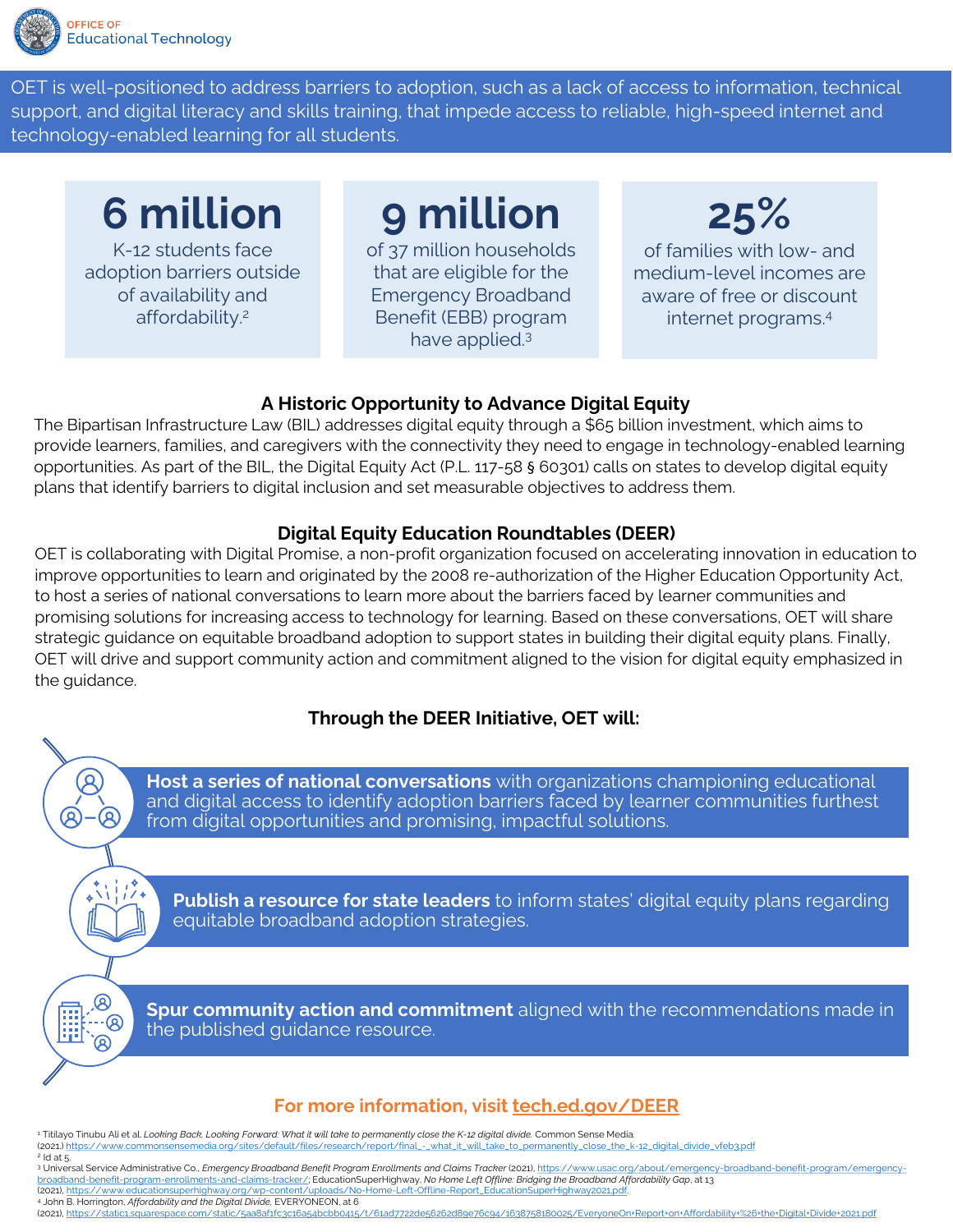OFFICE OF Educational Technology

OET is well-positioned to address barriers to adoption, such as a lack of access to information, technical support, and digital literacy and skills training, that impede access to reliable, high-speed internet and technology-enabled learning for all students.

**6 million**
K-12 students face adoption barriers outside of availability and affordability.[2]

**9 million**
of 37 million households that are eligible for the Emergency Broadband Benefit (EBB) program have applied.[3]

**25%**
of families with low- and medium-level incomes are aware of free or discount internet programs.[4]

## A Historic Opportunity to Advance Digital Equity

The Bipartisan Infrastructure Law (BIL) addresses digital equity through a $65 billion investment, which aims to provide learners, families, and caregivers with the connectivity they need to engage in technology-enabled learning opportunities. As part of the BIL, the Digital Equity Act (P.L. 117-58 § 60301) calls on states to develop digital equity plans that identify barriers to digital inclusion and set measurable objectives to address them.

## Digital Equity Education Roundtables (DEER)

OET is collaborating with Digital Promise, a non-profit organization focused on accelerating innovation in education to improve opportunities to learn and originated by the 2008 re-authorization of the Higher Education Opportunity Act, to host a series of national conversations to learn more about the barriers faced by learner communities and promising solutions for increasing access to technology for learning. Based on these conversations, OET will share strategic guidance on equitable broadband adoption to support states in building their digital equity plans. Finally, OET will drive and support community action and commitment aligned to the vision for digital equity emphasized in the guidance.

## Through the DEER Initiative, OET will:

- **Host a series of national conversations** with organizations championing educational and digital access to identify adoption barriers faced by learner communities furthest from digital opportunities and promising, impactful solutions.
- **Publish a resource for state leaders** to inform states' digital equity plans regarding equitable broadband adoption strategies.
- **Spur community action and commitment** aligned with the recommendations made in the published guidance resource.

**For more information, visit tech.ed.gov/DEER**

[1] Titilayo Tinubu Ali et al. *Looking Back, Looking Forward: What it will take to permanently close the K-12 digital divide.* Common Sense Media. (2021.) https://www.commonsensemedia.org/sites/default/files/research/report/final_-_what_it_will_take_to_permanently_close_the_k-12_digital_divide_vfeb3.pdf

[2] Id at 5.

[3] Universal Service Administrative Co., *Emergency Broadband Benefit Program Enrollments and Claims Tracker* (2021), https://www.usac.org/about/emergency-broadband-benefit-program/emergency-broadband-benefit-program-enrollments-and-claims-tracker/; EducationSuperHighway, *No Home Left Offline: Bridging the Broadband Affordability Gap*, at 13 (2021), https://www.educationsuperhighway.org/wp-content/uploads/No-Home-Left-Offline-Report_EducationSuperHighway2021.pdf.

[4] John B. Horrington, *Affordability and the Digital Divide*, EVERYONEON, at 6 (2021), https://static1.squarespace.com/static/5aa8af1fc3c16a54bcbb0415/t/61ad7722de5626 2d89e76c94/1638758180025/EveryoneOn+Report+on+Affordability+%26+the+Digital+Divide+2021.pdf